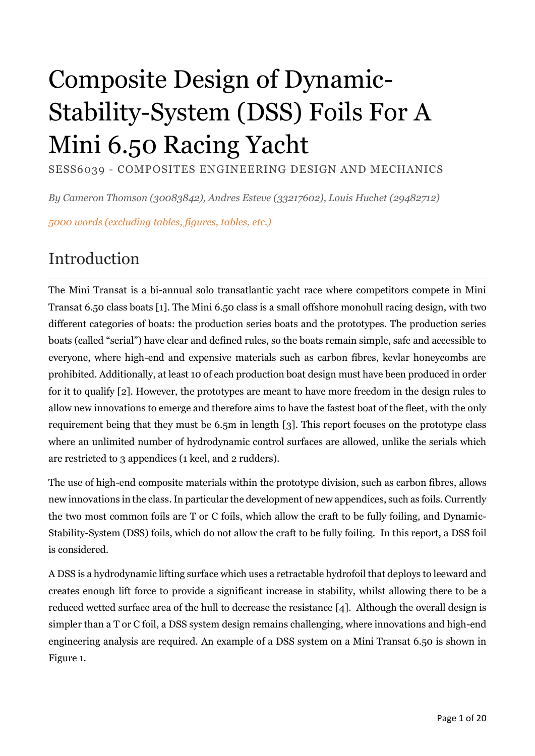# Composite Design of Dynamic-Stability-System (DSS) Foils For A Mini 6.50 Racing Yacht

SESS6039 - COMPOSITES ENGINEERING DESIGN AND MECHANICS

*By Cameron Thomson (30083842), Andres Esteve (33217602), Louis Huchet (29482712)*

*5000 words (excluding tables, figures, tables, etc.)*

## Introduction

The Mini Transat is a bi-annual solo transatlantic yacht race where competitors compete in Mini Transat 6.50 class boats [1]. The Mini 6.50 class is a small offshore monohull racing design, with two different categories of boats: the production series boats and the prototypes. The production series boats (called "serial") have clear and defined rules, so the boats remain simple, safe and accessible to everyone, where high-end and expensive materials such as carbon fibres, kevlar honeycombs are prohibited. Additionally, at least 10 of each production boat design must have been produced in order for it to qualify [2]. However, the prototypes are meant to have more freedom in the design rules to allow new innovations to emerge and therefore aims to have the fastest boat of the fleet, with the only requirement being that they must be 6.5m in length [3]. This report focuses on the prototype class where an unlimited number of hydrodynamic control surfaces are allowed, unlike the serials which are restricted to 3 appendices (1 keel, and 2 rudders).

The use of high-end composite materials within the prototype division, such as carbon fibres, allows new innovations in the class. In particular the development of new appendices, such as foils. Currently the two most common foils are T or C foils, which allow the craft to be fully foiling, and Dynamic-Stability-System (DSS) foils, which do not allow the craft to be fully foiling. In this report, a DSS foil is considered.

A DSS is a hydrodynamic lifting surface which uses a retractable hydrofoil that deploys to leeward and creates enough lift force to provide a significant increase in stability, whilst allowing there to be a reduced wetted surface area of the hull to decrease the resistance [4]. Although the overall design is simpler than a T or C foil, a DSS system design remains challenging, where innovations and high-end engineering analysis are required. An example of a DSS system on a Mini Transat 6.50 is shown in Figure 1.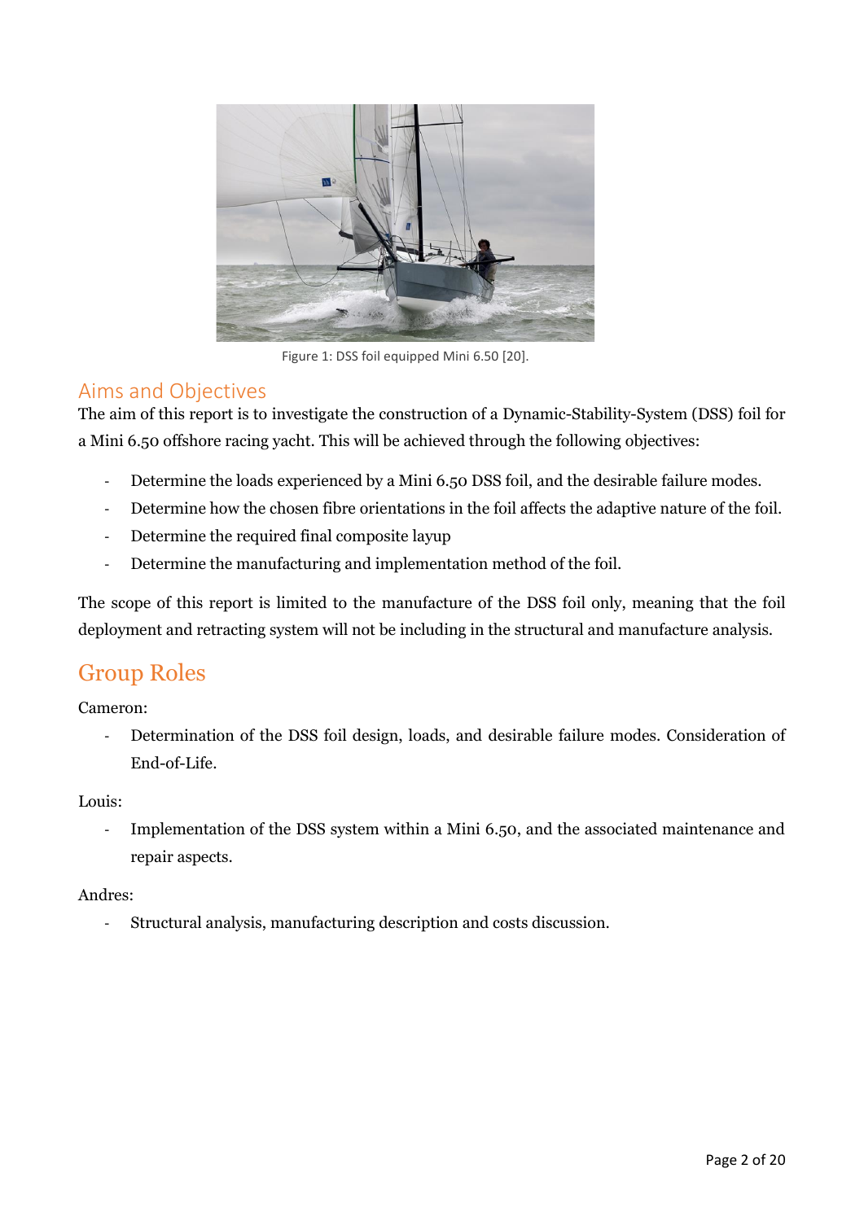Figure 1: DSS foil equipped Mini 6.50 [20].

## Aims and Objectives

The aim of this report is to investigate the construction of a Dynamic-Stability-System (DSS) foil for a Mini 6.50 offshore racing yacht. This will be achieved through the following objectives:

- Determine the loads experienced by a Mini 6.50 DSS foil, and the desirable failure modes.
- Determine how the chosen fibre orientations in the foil affects the adaptive nature of the foil.
- Determine the required final composite layup
- Determine the manufacturing and implementation method of the foil.

The scope of this report is limited to the manufacture of the DSS foil only, meaning that the foil deployment and retracting system will not be including in the structural and manufacture analysis.

## Group Roles

Cameron:

- Determination of the DSS foil design, loads, and desirable failure modes. Consideration of End-of-Life.

Louis:

- Implementation of the DSS system within a Mini 6.50, and the associated maintenance and repair aspects.

Andres:

- Structural analysis, manufacturing description and costs discussion.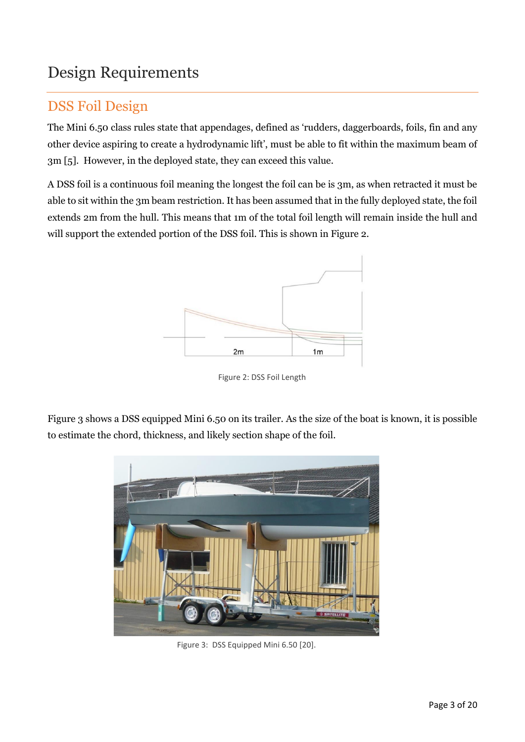# Design Requirements

## DSS Foil Design

The Mini 6.50 class rules state that appendages, defined as 'rudders, daggerboards, foils, fin and any other device aspiring to create a hydrodynamic lift', must be able to fit within the maximum beam of 3m [5]. However, in the deployed state, they can exceed this value.

A DSS foil is a continuous foil meaning the longest the foil can be is 3m, as when retracted it must be able to sit within the 3m beam restriction. It has been assumed that in the fully deployed state, the foil extends 2m from the hull. This means that 1m of the total foil length will remain inside the hull and will support the extended portion of the DSS foil. This is shown in Figure 2.

Figure 2: DSS Foil Length

Figure 3 shows a DSS equipped Mini 6.50 on its trailer. As the size of the boat is known, it is possible to estimate the chord, thickness, and likely section shape of the foil.

Figure 3: DSS Equipped Mini 6.50 [20].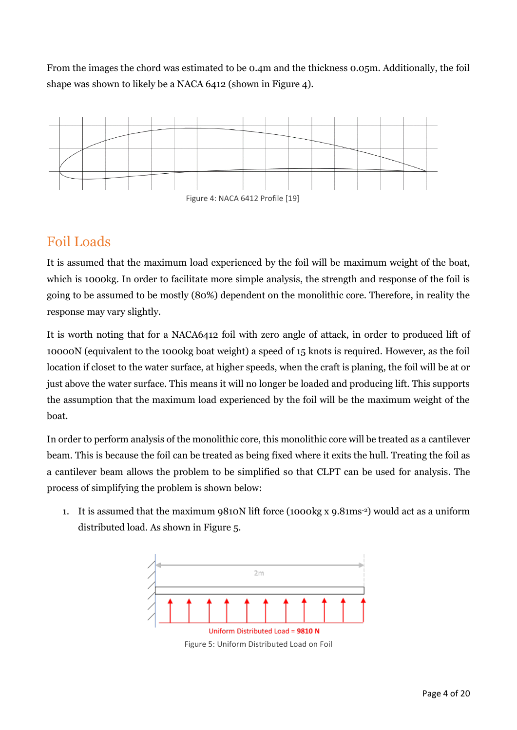From the images the chord was estimated to be 0.4m and the thickness 0.05m. Additionally, the foil shape was shown to likely be a NACA 6412 (shown in Figure 4).

Figure 4: NACA 6412 Profile [19]

## Foil Loads

It is assumed that the maximum load experienced by the foil will be maximum weight of the boat, which is 1000kg. In order to facilitate more simple analysis, the strength and response of the foil is going to be assumed to be mostly (80%) dependent on the monolithic core. Therefore, in reality the response may vary slightly.

It is worth noting that for a NACA6412 foil with zero angle of attack, in order to produced lift of 10000N (equivalent to the 1000kg boat weight) a speed of 15 knots is required. However, as the foil location if closet to the water surface, at higher speeds, when the craft is planing, the foil will be at or just above the water surface. This means it will no longer be loaded and producing lift. This supports the assumption that the maximum load experienced by the foil will be the maximum weight of the boat.

In order to perform analysis of the monolithic core, this monolithic core will be treated as a cantilever beam. This is because the foil can be treated as being fixed where it exits the hull. Treating the foil as a cantilever beam allows the problem to be simplified so that CLPT can be used for analysis. The process of simplifying the problem is shown below:

1. It is assumed that the maximum 9810N lift force (1000kg x 9.81ms$^{-2}$) would act as a uniform distributed load. As shown in Figure 5.

2m

Uniform Distributed Load = **9810 N**

Figure 5: Uniform Distributed Load on Foil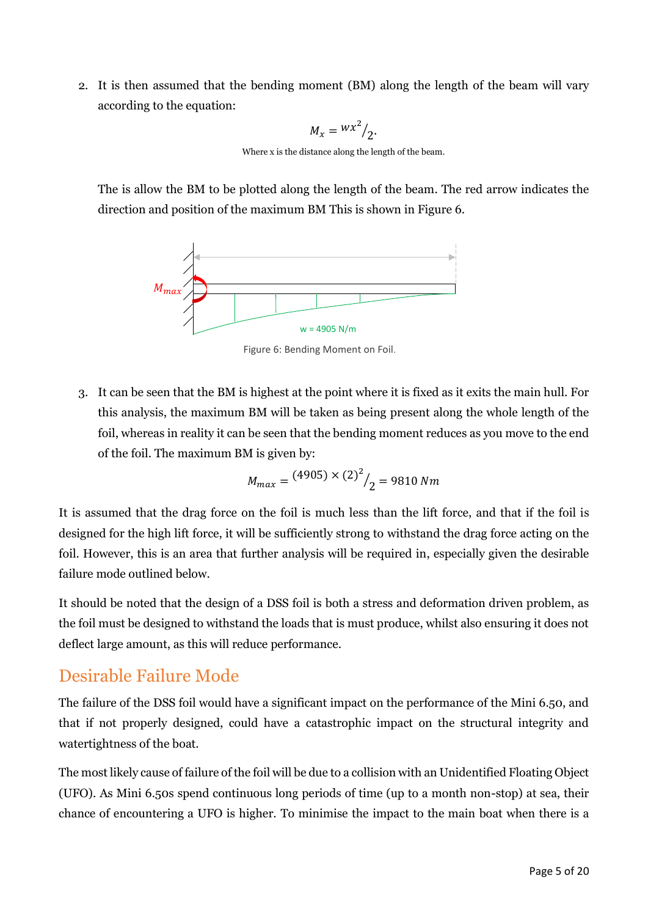2. It is then assumed that the bending moment (BM) along the length of the beam will vary according to the equation:

$$M_x = {wx^2}/{2}.$$

Where x is the distance along the length of the beam.

The is allow the BM to be plotted along the length of the beam. The red arrow indicates the direction and position of the maximum BM This is shown in Figure 6.

$M_{max}$

w = 4905 N/m

Figure 6: Bending Moment on Foil.

3. It can be seen that the BM is highest at the point where it is fixed as it exits the main hull. For this analysis, the maximum BM will be taken as being present along the whole length of the foil, whereas in reality it can be seen that the bending moment reduces as you move to the end of the foil. The maximum BM is given by:

$$M_{max} = {(4905) \times (2)^2}/{2} = 9810\ Nm$$

It is assumed that the drag force on the foil is much less than the lift force, and that if the foil is designed for the high lift force, it will be sufficiently strong to withstand the drag force acting on the foil. However, this is an area that further analysis will be required in, especially given the desirable failure mode outlined below.

It should be noted that the design of a DSS foil is both a stress and deformation driven problem, as the foil must be designed to withstand the loads that is must produce, whilst also ensuring it does not deflect large amount, as this will reduce performance.

## Desirable Failure Mode

The failure of the DSS foil would have a significant impact on the performance of the Mini 6.50, and that if not properly designed, could have a catastrophic impact on the structural integrity and watertightness of the boat.

The most likely cause of failure of the foil will be due to a collision with an Unidentified Floating Object (UFO). As Mini 6.50s spend continuous long periods of time (up to a month non-stop) at sea, their chance of encountering a UFO is higher. To minimise the impact to the main boat when there is a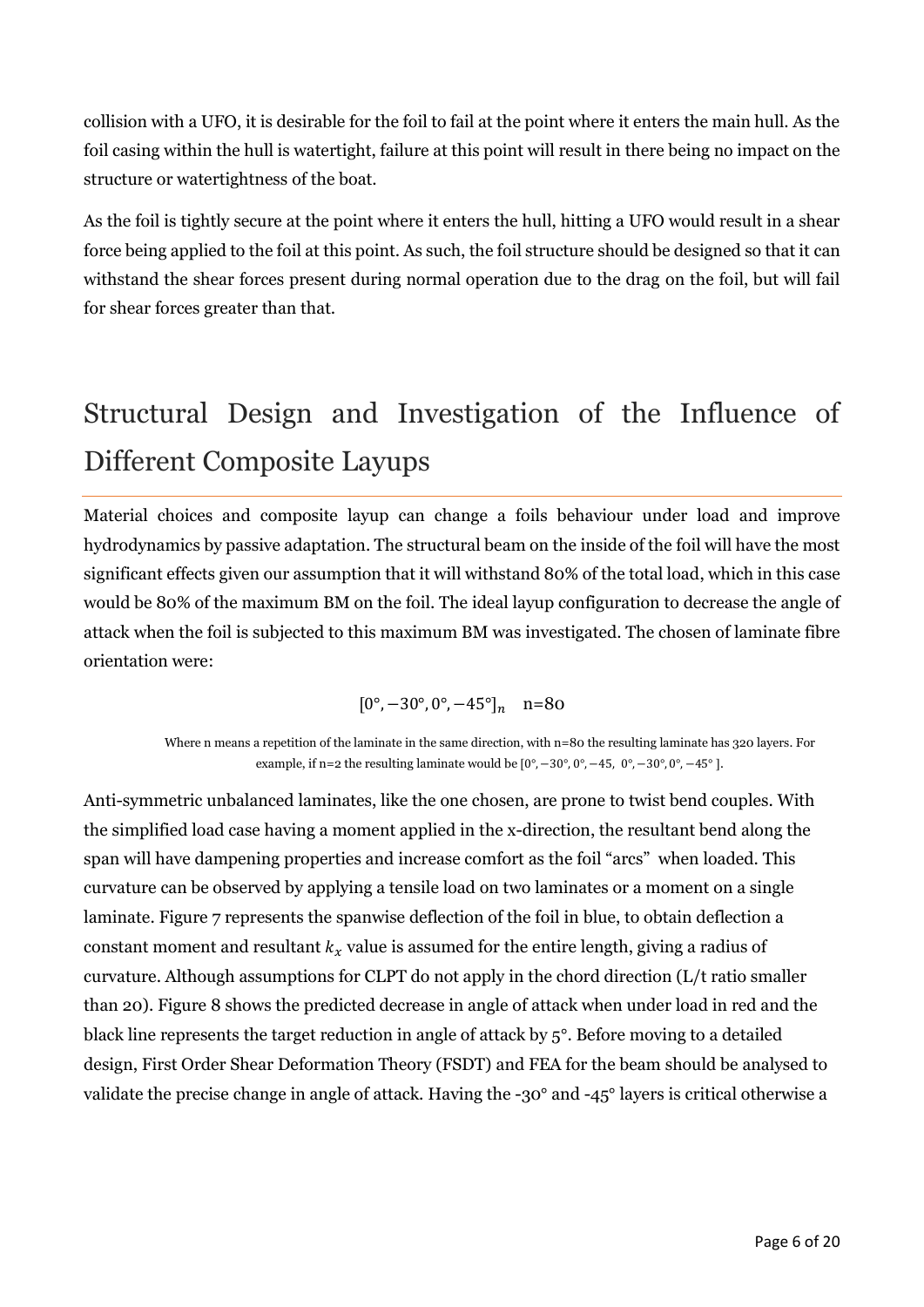collision with a UFO, it is desirable for the foil to fail at the point where it enters the main hull. As the foil casing within the hull is watertight, failure at this point will result in there being no impact on the structure or watertightness of the boat.

As the foil is tightly secure at the point where it enters the hull, hitting a UFO would result in a shear force being applied to the foil at this point. As such, the foil structure should be designed so that it can withstand the shear forces present during normal operation due to the drag on the foil, but will fail for shear forces greater than that.

# Structural Design and Investigation of the Influence of Different Composite Layups

Material choices and composite layup can change a foils behaviour under load and improve hydrodynamics by passive adaptation. The structural beam on the inside of the foil will have the most significant effects given our assumption that it will withstand 80% of the total load, which in this case would be 80% of the maximum BM on the foil. The ideal layup configuration to decrease the angle of attack when the foil is subjected to this maximum BM was investigated. The chosen of laminate fibre orientation were:

$$[0°, -30°, 0°, -45°]_n \quad \text{n=80}$$

Where n means a repetition of the laminate in the same direction, with n=80 the resulting laminate has 320 layers. For example, if n=2 the resulting laminate would be $[0°, -30°, 0°, -45, \ 0°, -30°, 0°, -45°]$.

Anti-symmetric unbalanced laminates, like the one chosen, are prone to twist bend couples. With the simplified load case having a moment applied in the x-direction, the resultant bend along the span will have dampening properties and increase comfort as the foil "arcs" when loaded. This curvature can be observed by applying a tensile load on two laminates or a moment on a single laminate. Figure 7 represents the spanwise deflection of the foil in blue, to obtain deflection a constant moment and resultant $k_x$ value is assumed for the entire length, giving a radius of curvature. Although assumptions for CLPT do not apply in the chord direction (L/t ratio smaller than 20). Figure 8 shows the predicted decrease in angle of attack when under load in red and the black line represents the target reduction in angle of attack by 5°. Before moving to a detailed design, First Order Shear Deformation Theory (FSDT) and FEA for the beam should be analysed to validate the precise change in angle of attack. Having the -30° and -45° layers is critical otherwise a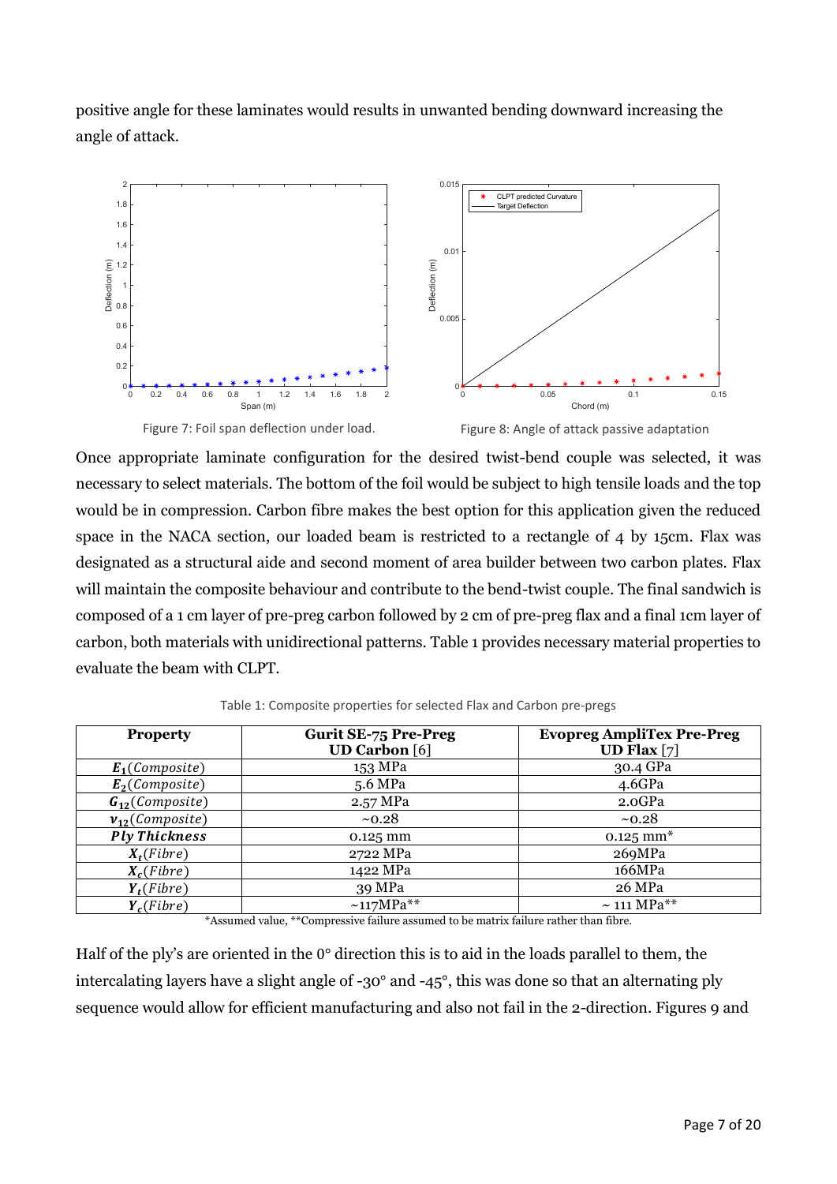positive angle for these laminates would results in unwanted bending downward increasing the angle of attack.

Figure 7: Foil span deflection under load.

Figure 8: Angle of attack passive adaptation

Once appropriate laminate configuration for the desired twist-bend couple was selected, it was necessary to select materials. The bottom of the foil would be subject to high tensile loads and the top would be in compression. Carbon fibre makes the best option for this application given the reduced space in the NACA section, our loaded beam is restricted to a rectangle of 4 by 15cm. Flax was designated as a structural aide and second moment of area builder between two carbon plates. Flax will maintain the composite behaviour and contribute to the bend-twist couple. The final sandwich is composed of a 1 cm layer of pre-preg carbon followed by 2 cm of pre-preg flax and a final 1cm layer of carbon, both materials with unidirectional patterns. Table 1 provides necessary material properties to evaluate the beam with CLPT.

Table 1: Composite properties for selected Flax and Carbon pre-pregs

| **Property** | **Gurit SE-75 Pre-Preg UD Carbon** [6] | **Evopreg AmpliTex Pre-Preg UD Flax** [7] |
|---|---|---|
| $E_1(Composite)$ | 153 MPa | 30.4 GPa |
| $E_2(Composite)$ | 5.6 MPa | 4.6GPa |
| $G_{12}(Composite)$ | 2.57 MPa | 2.0GPa |
| $v_{12}(Composite)$ | ~0.28 | ~0.28 |
| $Ply\ Thickness$ | 0.125 mm | 0.125 mm* |
| $X_t(Fibre)$ | 2722 MPa | 269MPa |
| $X_c(Fibre)$ | 1422 MPa | 166MPa |
| $Y_t(Fibre)$ | 39 MPa | 26 MPa |
| $Y_c(Fibre)$ | ~117MPa** | ~ 111 MPa** |

*Assumed value, **Compressive failure assumed to be matrix failure rather than fibre.

Half of the ply's are oriented in the 0° direction this is to aid in the loads parallel to them, the intercalating layers have a slight angle of -30° and -45°, this was done so that an alternating ply sequence would allow for efficient manufacturing and also not fail in the 2-direction. Figures 9 and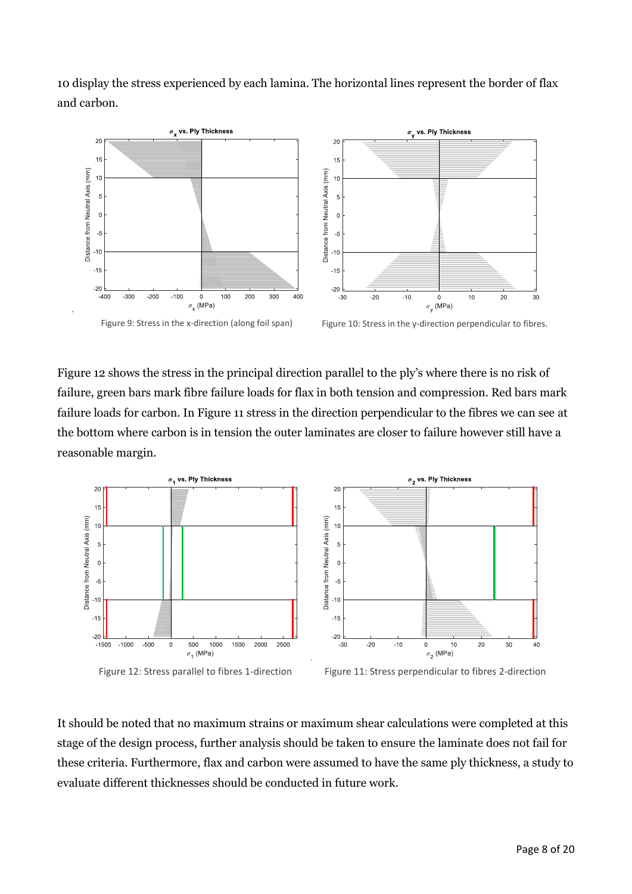10 display the stress experienced by each lamina. The horizontal lines represent the border of flax and carbon.

Figure 9: Stress in the x-direction (along foil span)

Figure 10: Stress in the y-direction perpendicular to fibres.

Figure 12 shows the stress in the principal direction parallel to the ply's where there is no risk of failure, green bars mark fibre failure loads for flax in both tension and compression. Red bars mark failure loads for carbon. In Figure 11 stress in the direction perpendicular to the fibres we can see at the bottom where carbon is in tension the outer laminates are closer to failure however still have a reasonable margin.

Figure 12: Stress parallel to fibres 1-direction

Figure 11: Stress perpendicular to fibres 2-direction

It should be noted that no maximum strains or maximum shear calculations were completed at this stage of the design process, further analysis should be taken to ensure the laminate does not fail for these criteria. Furthermore, flax and carbon were assumed to have the same ply thickness, a study to evaluate different thicknesses should be conducted in future work.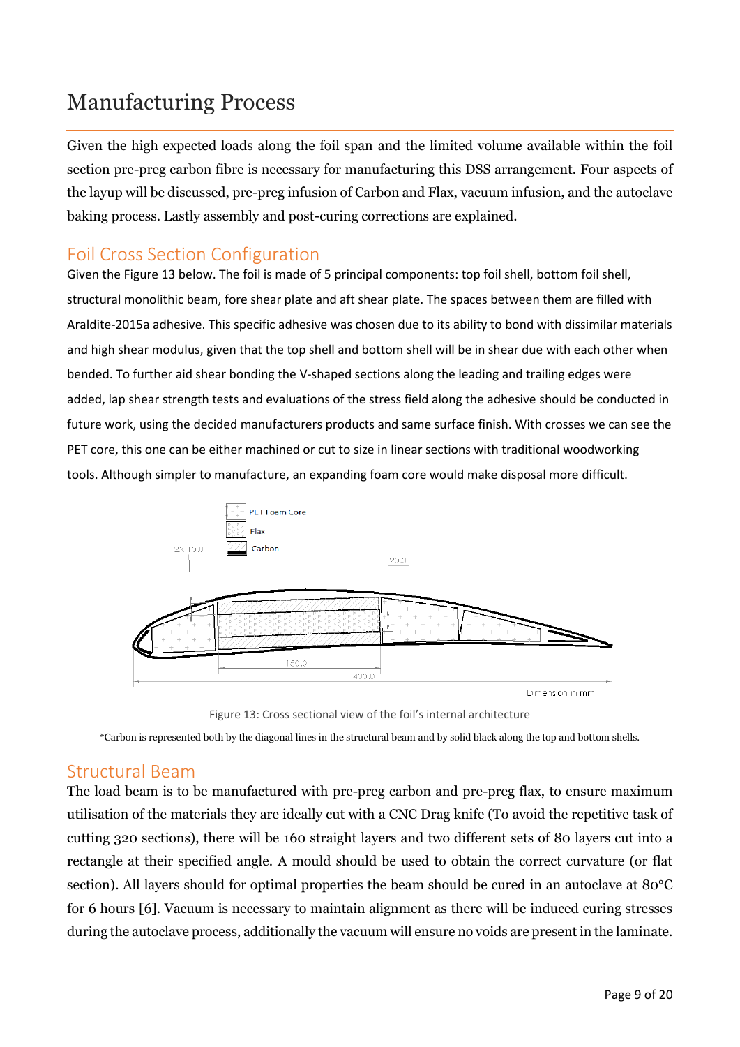# Manufacturing Process

Given the high expected loads along the foil span and the limited volume available within the foil section pre-preg carbon fibre is necessary for manufacturing this DSS arrangement. Four aspects of the layup will be discussed, pre-preg infusion of Carbon and Flax, vacuum infusion, and the autoclave baking process. Lastly assembly and post-curing corrections are explained.

## Foil Cross Section Configuration

Given the Figure 13 below. The foil is made of 5 principal components: top foil shell, bottom foil shell, structural monolithic beam, fore shear plate and aft shear plate. The spaces between them are filled with Araldite-2015a adhesive. This specific adhesive was chosen due to its ability to bond with dissimilar materials and high shear modulus, given that the top shell and bottom shell will be in shear due with each other when bended. To further aid shear bonding the V-shaped sections along the leading and trailing edges were added, lap shear strength tests and evaluations of the stress field along the adhesive should be conducted in future work, using the decided manufacturers products and same surface finish. With crosses we can see the PET core, this one can be either machined or cut to size in linear sections with traditional woodworking tools. Although simpler to manufacture, an expanding foam core would make disposal more difficult.

Figure 13: Cross sectional view of the foil's internal architecture

*Carbon is represented both by the diagonal lines in the structural beam and by solid black along the top and bottom shells.

## Structural Beam

The load beam is to be manufactured with pre-preg carbon and pre-preg flax, to ensure maximum utilisation of the materials they are ideally cut with a CNC Drag knife (To avoid the repetitive task of cutting 320 sections), there will be 160 straight layers and two different sets of 80 layers cut into a rectangle at their specified angle. A mould should be used to obtain the correct curvature (or flat section). All layers should for optimal properties the beam should be cured in an autoclave at 80°C for 6 hours [6]. Vacuum is necessary to maintain alignment as there will be induced curing stresses during the autoclave process, additionally the vacuum will ensure no voids are present in the laminate.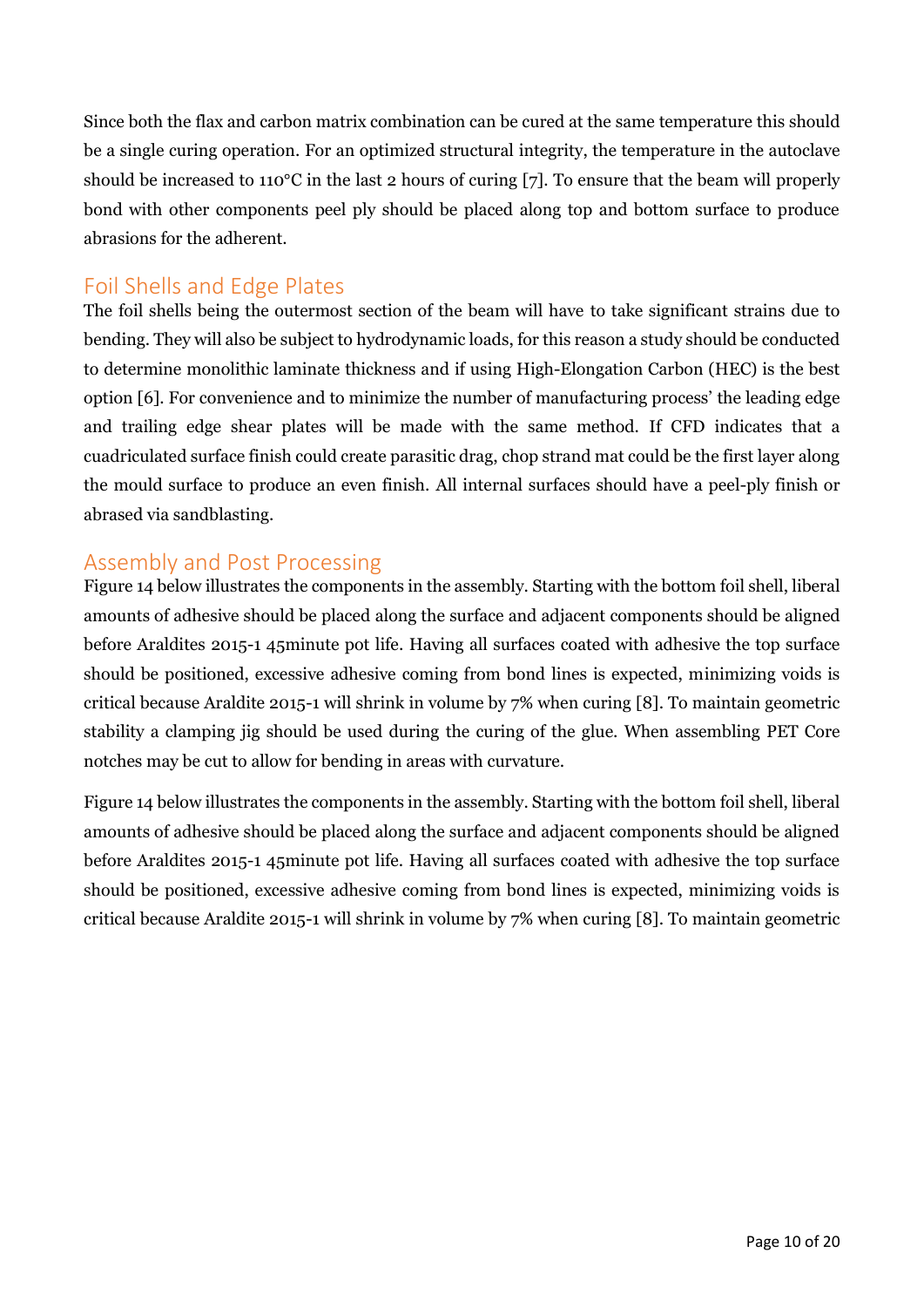Since both the flax and carbon matrix combination can be cured at the same temperature this should be a single curing operation. For an optimized structural integrity, the temperature in the autoclave should be increased to 110°C in the last 2 hours of curing [7]. To ensure that the beam will properly bond with other components peel ply should be placed along top and bottom surface to produce abrasions for the adherent.

## Foil Shells and Edge Plates

The foil shells being the outermost section of the beam will have to take significant strains due to bending. They will also be subject to hydrodynamic loads, for this reason a study should be conducted to determine monolithic laminate thickness and if using High-Elongation Carbon (HEC) is the best option [6]. For convenience and to minimize the number of manufacturing process' the leading edge and trailing edge shear plates will be made with the same method. If CFD indicates that a cuadriculated surface finish could create parasitic drag, chop strand mat could be the first layer along the mould surface to produce an even finish. All internal surfaces should have a peel-ply finish or abrased via sandblasting.

## Assembly and Post Processing

Figure 14 below illustrates the components in the assembly. Starting with the bottom foil shell, liberal amounts of adhesive should be placed along the surface and adjacent components should be aligned before Araldites 2015-1 45minute pot life. Having all surfaces coated with adhesive the top surface should be positioned, excessive adhesive coming from bond lines is expected, minimizing voids is critical because Araldite 2015-1 will shrink in volume by 7% when curing [8]. To maintain geometric stability a clamping jig should be used during the curing of the glue. When assembling PET Core notches may be cut to allow for bending in areas with curvature.

Figure 14 below illustrates the components in the assembly. Starting with the bottom foil shell, liberal amounts of adhesive should be placed along the surface and adjacent components should be aligned before Araldites 2015-1 45minute pot life. Having all surfaces coated with adhesive the top surface should be positioned, excessive adhesive coming from bond lines is expected, minimizing voids is critical because Araldite 2015-1 will shrink in volume by 7% when curing [8]. To maintain geometric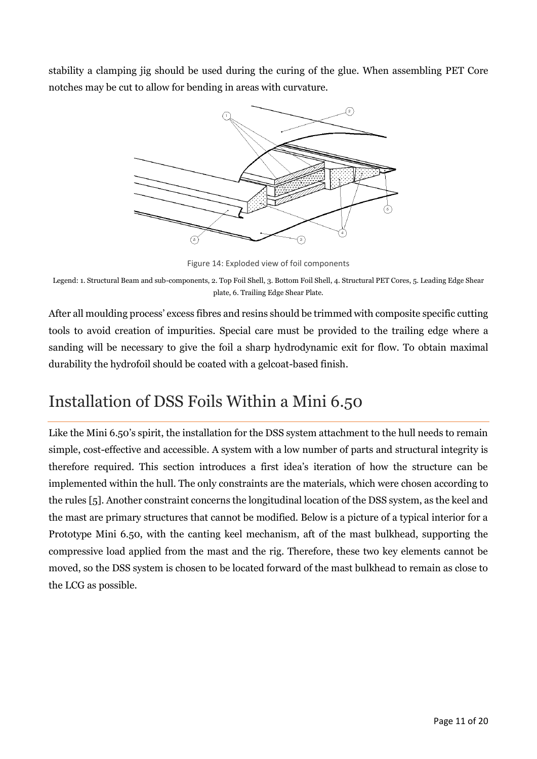stability a clamping jig should be used during the curing of the glue. When assembling PET Core notches may be cut to allow for bending in areas with curvature.

Figure 14: Exploded view of foil components

Legend: 1. Structural Beam and sub-components, 2. Top Foil Shell, 3. Bottom Foil Shell, 4. Structural PET Cores, 5. Leading Edge Shear plate, 6. Trailing Edge Shear Plate.

After all moulding process' excess fibres and resins should be trimmed with composite specific cutting tools to avoid creation of impurities. Special care must be provided to the trailing edge where a sanding will be necessary to give the foil a sharp hydrodynamic exit for flow. To obtain maximal durability the hydrofoil should be coated with a gelcoat-based finish.

# Installation of DSS Foils Within a Mini 6.50

Like the Mini 6.50's spirit, the installation for the DSS system attachment to the hull needs to remain simple, cost-effective and accessible. A system with a low number of parts and structural integrity is therefore required. This section introduces a first idea's iteration of how the structure can be implemented within the hull. The only constraints are the materials, which were chosen according to the rules [5]. Another constraint concerns the longitudinal location of the DSS system, as the keel and the mast are primary structures that cannot be modified. Below is a picture of a typical interior for a Prototype Mini 6.50, with the canting keel mechanism, aft of the mast bulkhead, supporting the compressive load applied from the mast and the rig. Therefore, these two key elements cannot be moved, so the DSS system is chosen to be located forward of the mast bulkhead to remain as close to the LCG as possible.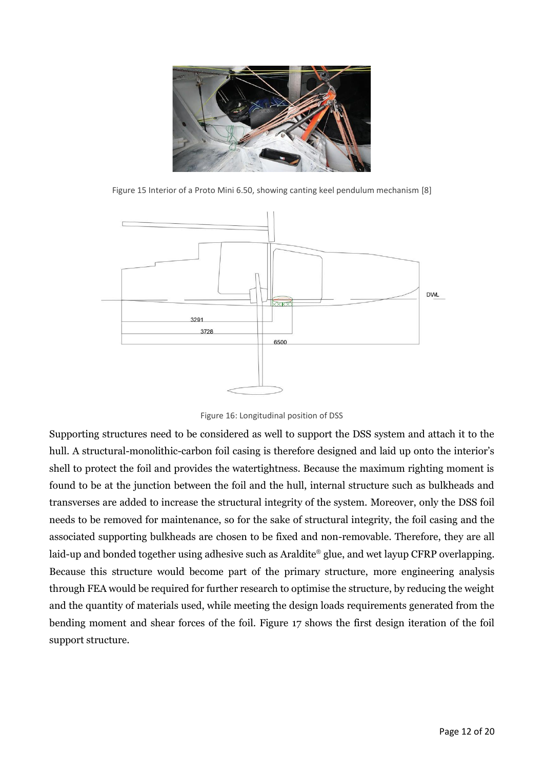Figure 15 Interior of a Proto Mini 6.50, showing canting keel pendulum mechanism [8]

Figure 16: Longitudinal position of DSS

Supporting structures need to be considered as well to support the DSS system and attach it to the hull. A structural-monolithic-carbon foil casing is therefore designed and laid up onto the interior's shell to protect the foil and provides the watertightness. Because the maximum righting moment is found to be at the junction between the foil and the hull, internal structure such as bulkheads and transverses are added to increase the structural integrity of the system. Moreover, only the DSS foil needs to be removed for maintenance, so for the sake of structural integrity, the foil casing and the associated supporting bulkheads are chosen to be fixed and non-removable. Therefore, they are all laid-up and bonded together using adhesive such as Araldite® glue, and wet layup CFRP overlapping. Because this structure would become part of the primary structure, more engineering analysis through FEA would be required for further research to optimise the structure, by reducing the weight and the quantity of materials used, while meeting the design loads requirements generated from the bending moment and shear forces of the foil. Figure 17 shows the first design iteration of the foil support structure.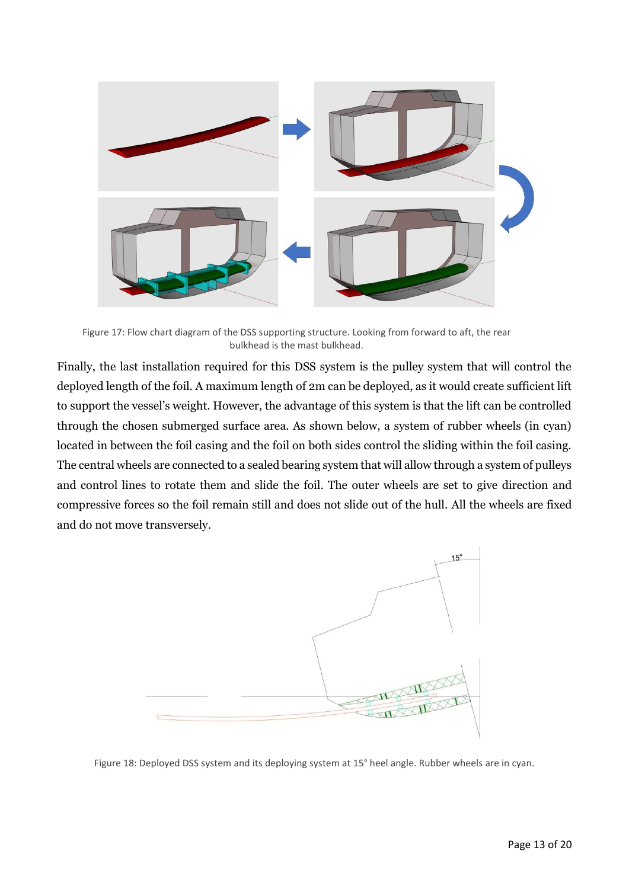Figure 17: Flow chart diagram of the DSS supporting structure. Looking from forward to aft, the rear bulkhead is the mast bulkhead.

Finally, the last installation required for this DSS system is the pulley system that will control the deployed length of the foil. A maximum length of 2m can be deployed, as it would create sufficient lift to support the vessel's weight. However, the advantage of this system is that the lift can be controlled through the chosen submerged surface area. As shown below, a system of rubber wheels (in cyan) located in between the foil casing and the foil on both sides control the sliding within the foil casing. The central wheels are connected to a sealed bearing system that will allow through a system of pulleys and control lines to rotate them and slide the foil. The outer wheels are set to give direction and compressive forces so the foil remain still and does not slide out of the hull. All the wheels are fixed and do not move transversely.

Figure 18: Deployed DSS system and its deploying system at 15° heel angle. Rubber wheels are in cyan.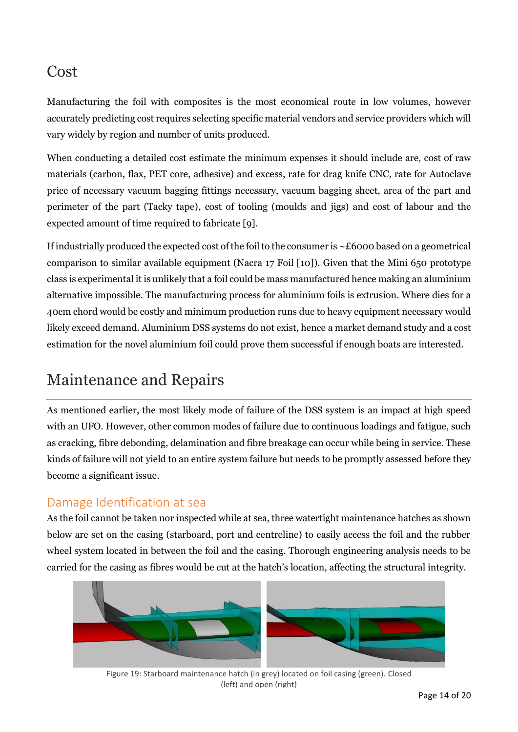# Cost

Manufacturing the foil with composites is the most economical route in low volumes, however accurately predicting cost requires selecting specific material vendors and service providers which will vary widely by region and number of units produced.

When conducting a detailed cost estimate the minimum expenses it should include are, cost of raw materials (carbon, flax, PET core, adhesive) and excess, rate for drag knife CNC, rate for Autoclave price of necessary vacuum bagging fittings necessary, vacuum bagging sheet, area of the part and perimeter of the part (Tacky tape), cost of tooling (moulds and jigs) and cost of labour and the expected amount of time required to fabricate [9].

If industrially produced the expected cost of the foil to the consumer is ~£6000 based on a geometrical comparison to similar available equipment (Nacra 17 Foil [10]). Given that the Mini 650 prototype class is experimental it is unlikely that a foil could be mass manufactured hence making an aluminium alternative impossible. The manufacturing process for aluminium foils is extrusion. Where dies for a 40cm chord would be costly and minimum production runs due to heavy equipment necessary would likely exceed demand. Aluminium DSS systems do not exist, hence a market demand study and a cost estimation for the novel aluminium foil could prove them successful if enough boats are interested.

# Maintenance and Repairs

As mentioned earlier, the most likely mode of failure of the DSS system is an impact at high speed with an UFO. However, other common modes of failure due to continuous loadings and fatigue, such as cracking, fibre debonding, delamination and fibre breakage can occur while being in service. These kinds of failure will not yield to an entire system failure but needs to be promptly assessed before they become a significant issue.

## Damage Identification at sea

As the foil cannot be taken nor inspected while at sea, three watertight maintenance hatches as shown below are set on the casing (starboard, port and centreline) to easily access the foil and the rubber wheel system located in between the foil and the casing. Thorough engineering analysis needs to be carried for the casing as fibres would be cut at the hatch's location, affecting the structural integrity.

Figure 19: Starboard maintenance hatch (in grey) located on foil casing (green). Closed (left) and open (right)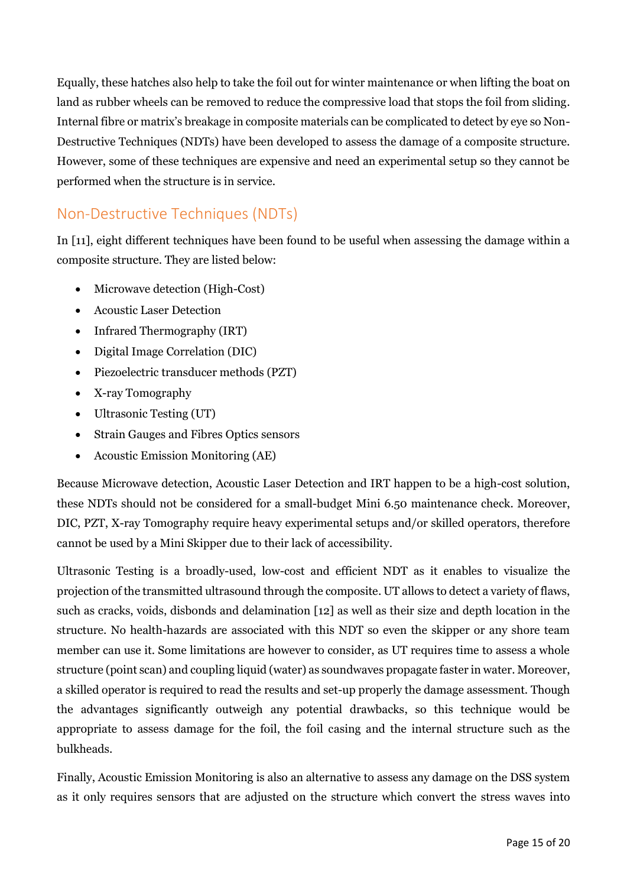Equally, these hatches also help to take the foil out for winter maintenance or when lifting the boat on land as rubber wheels can be removed to reduce the compressive load that stops the foil from sliding. Internal fibre or matrix's breakage in composite materials can be complicated to detect by eye so Non-Destructive Techniques (NDTs) have been developed to assess the damage of a composite structure. However, some of these techniques are expensive and need an experimental setup so they cannot be performed when the structure is in service.

## Non-Destructive Techniques (NDTs)

In [11], eight different techniques have been found to be useful when assessing the damage within a composite structure. They are listed below:

- Microwave detection (High-Cost)
- Acoustic Laser Detection
- Infrared Thermography (IRT)
- Digital Image Correlation (DIC)
- Piezoelectric transducer methods (PZT)
- X-ray Tomography
- Ultrasonic Testing (UT)
- Strain Gauges and Fibres Optics sensors
- Acoustic Emission Monitoring (AE)

Because Microwave detection, Acoustic Laser Detection and IRT happen to be a high-cost solution, these NDTs should not be considered for a small-budget Mini 6.50 maintenance check. Moreover, DIC, PZT, X-ray Tomography require heavy experimental setups and/or skilled operators, therefore cannot be used by a Mini Skipper due to their lack of accessibility.

Ultrasonic Testing is a broadly-used, low-cost and efficient NDT as it enables to visualize the projection of the transmitted ultrasound through the composite. UT allows to detect a variety of flaws, such as cracks, voids, disbonds and delamination [12] as well as their size and depth location in the structure. No health-hazards are associated with this NDT so even the skipper or any shore team member can use it. Some limitations are however to consider, as UT requires time to assess a whole structure (point scan) and coupling liquid (water) as soundwaves propagate faster in water. Moreover, a skilled operator is required to read the results and set-up properly the damage assessment. Though the advantages significantly outweigh any potential drawbacks, so this technique would be appropriate to assess damage for the foil, the foil casing and the internal structure such as the bulkheads.

Finally, Acoustic Emission Monitoring is also an alternative to assess any damage on the DSS system as it only requires sensors that are adjusted on the structure which convert the stress waves into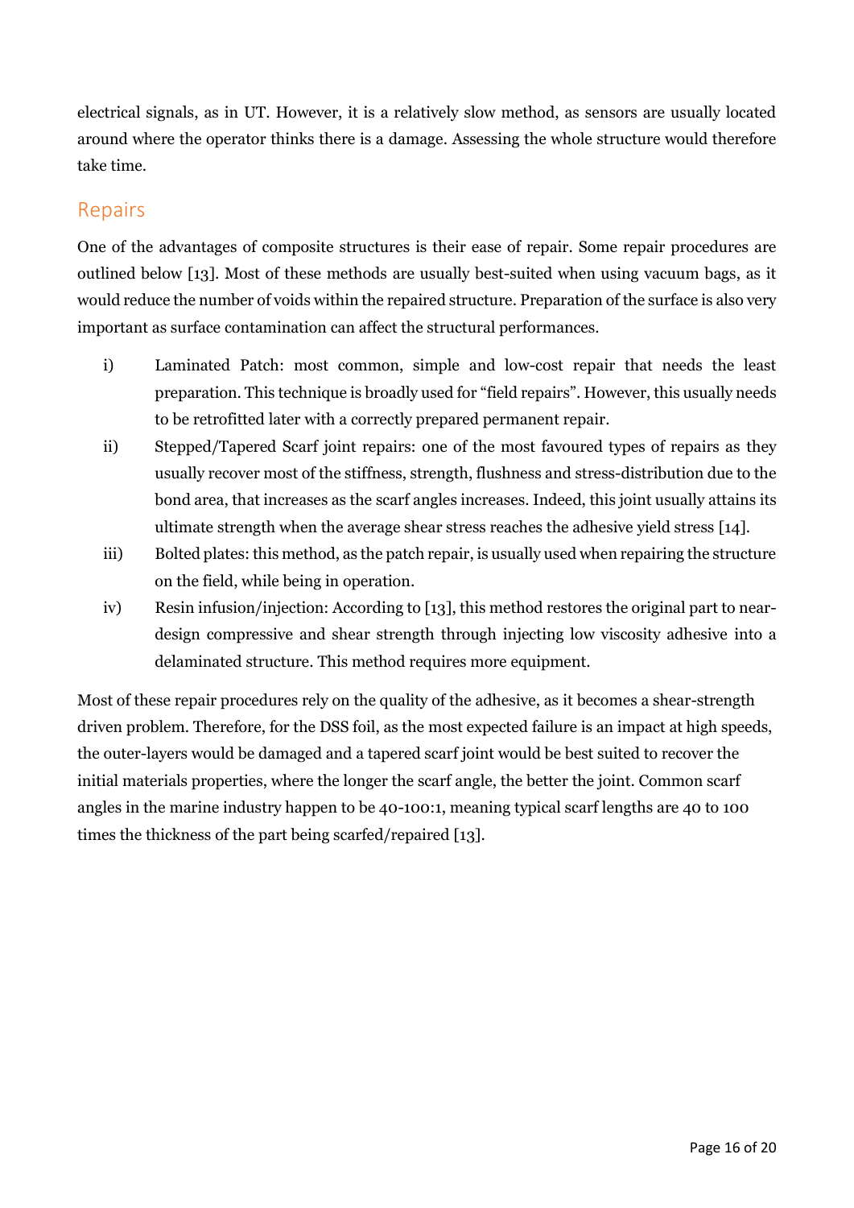electrical signals, as in UT. However, it is a relatively slow method, as sensors are usually located around where the operator thinks there is a damage. Assessing the whole structure would therefore take time.

## Repairs

One of the advantages of composite structures is their ease of repair. Some repair procedures are outlined below [13]. Most of these methods are usually best-suited when using vacuum bags, as it would reduce the number of voids within the repaired structure. Preparation of the surface is also very important as surface contamination can affect the structural performances.

i) Laminated Patch: most common, simple and low-cost repair that needs the least preparation. This technique is broadly used for "field repairs". However, this usually needs to be retrofitted later with a correctly prepared permanent repair.

ii) Stepped/Tapered Scarf joint repairs: one of the most favoured types of repairs as they usually recover most of the stiffness, strength, flushness and stress-distribution due to the bond area, that increases as the scarf angles increases. Indeed, this joint usually attains its ultimate strength when the average shear stress reaches the adhesive yield stress [14].

iii) Bolted plates: this method, as the patch repair, is usually used when repairing the structure on the field, while being in operation.

iv) Resin infusion/injection: According to [13], this method restores the original part to near-design compressive and shear strength through injecting low viscosity adhesive into a delaminated structure. This method requires more equipment.

Most of these repair procedures rely on the quality of the adhesive, as it becomes a shear-strength driven problem. Therefore, for the DSS foil, as the most expected failure is an impact at high speeds, the outer-layers would be damaged and a tapered scarf joint would be best suited to recover the initial materials properties, where the longer the scarf angle, the better the joint. Common scarf angles in the marine industry happen to be 40-100:1, meaning typical scarf lengths are 40 to 100 times the thickness of the part being scarfed/repaired [13].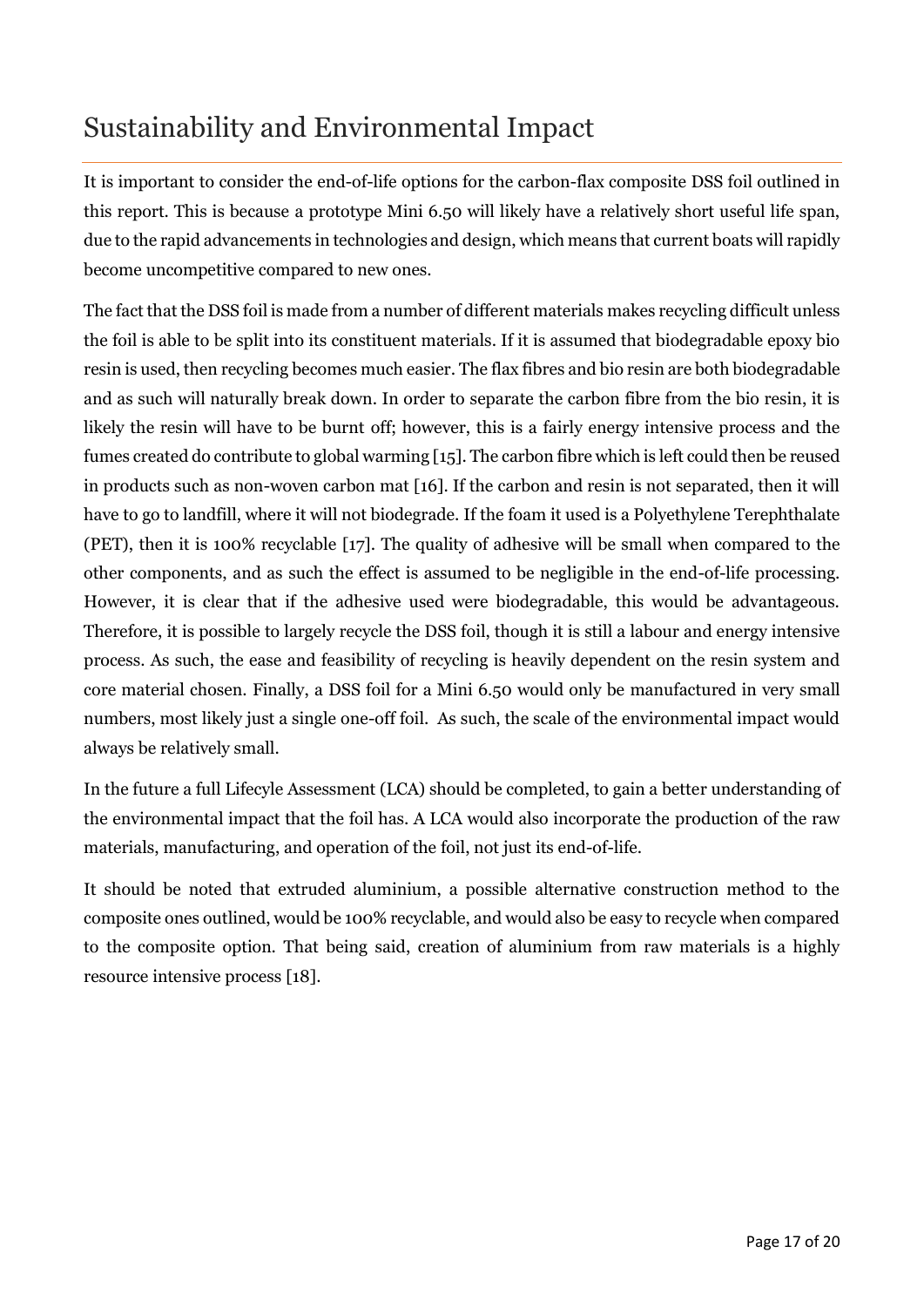# Sustainability and Environmental Impact

It is important to consider the end-of-life options for the carbon-flax composite DSS foil outlined in this report. This is because a prototype Mini 6.50 will likely have a relatively short useful life span, due to the rapid advancements in technologies and design, which means that current boats will rapidly become uncompetitive compared to new ones.

The fact that the DSS foil is made from a number of different materials makes recycling difficult unless the foil is able to be split into its constituent materials. If it is assumed that biodegradable epoxy bio resin is used, then recycling becomes much easier. The flax fibres and bio resin are both biodegradable and as such will naturally break down. In order to separate the carbon fibre from the bio resin, it is likely the resin will have to be burnt off; however, this is a fairly energy intensive process and the fumes created do contribute to global warming [15]. The carbon fibre which is left could then be reused in products such as non-woven carbon mat [16]. If the carbon and resin is not separated, then it will have to go to landfill, where it will not biodegrade. If the foam it used is a Polyethylene Terephthalate (PET), then it is 100% recyclable [17]. The quality of adhesive will be small when compared to the other components, and as such the effect is assumed to be negligible in the end-of-life processing. However, it is clear that if the adhesive used were biodegradable, this would be advantageous. Therefore, it is possible to largely recycle the DSS foil, though it is still a labour and energy intensive process. As such, the ease and feasibility of recycling is heavily dependent on the resin system and core material chosen. Finally, a DSS foil for a Mini 6.50 would only be manufactured in very small numbers, most likely just a single one-off foil. As such, the scale of the environmental impact would always be relatively small.

In the future a full Lifecyle Assessment (LCA) should be completed, to gain a better understanding of the environmental impact that the foil has. A LCA would also incorporate the production of the raw materials, manufacturing, and operation of the foil, not just its end-of-life.

It should be noted that extruded aluminium, a possible alternative construction method to the composite ones outlined, would be 100% recyclable, and would also be easy to recycle when compared to the composite option. That being said, creation of aluminium from raw materials is a highly resource intensive process [18].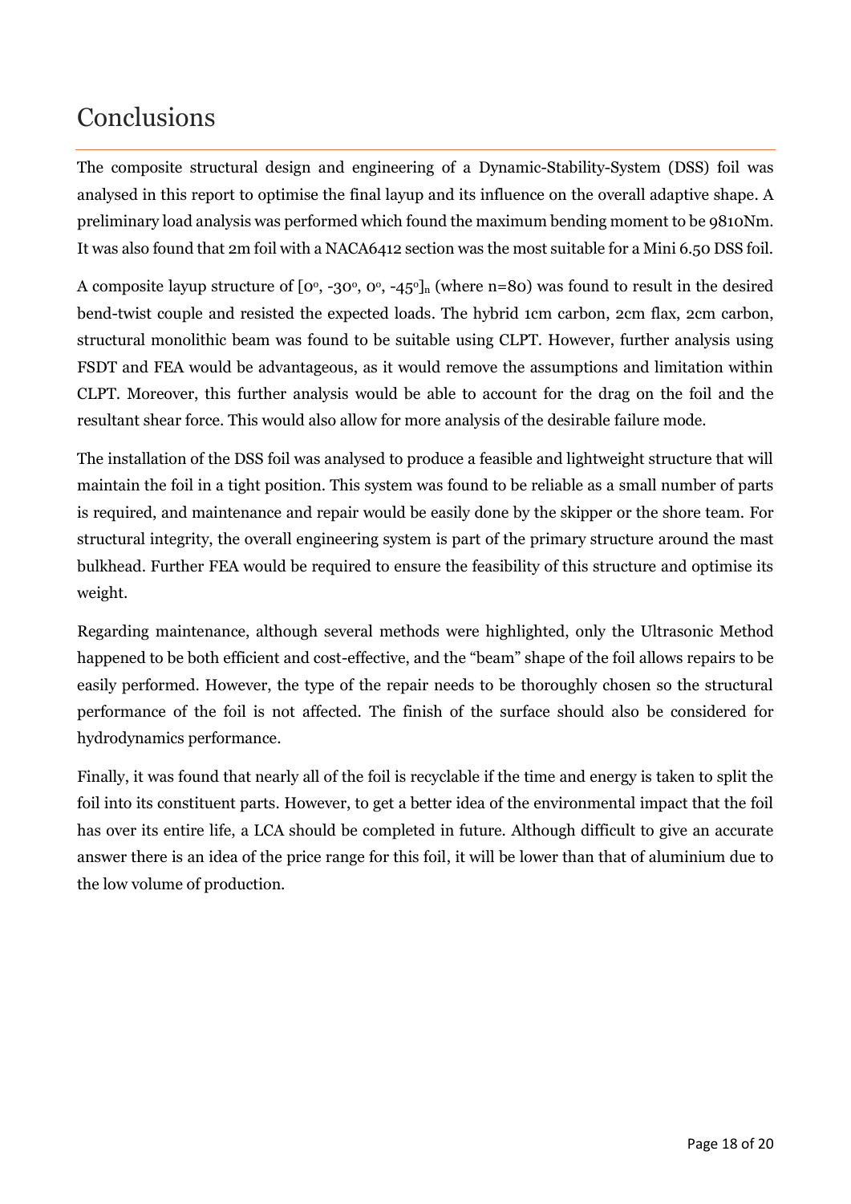# Conclusions

The composite structural design and engineering of a Dynamic-Stability-System (DSS) foil was analysed in this report to optimise the final layup and its influence on the overall adaptive shape. A preliminary load analysis was performed which found the maximum bending moment to be 9810Nm. It was also found that 2m foil with a NACA6412 section was the most suitable for a Mini 6.50 DSS foil.

A composite layup structure of $[0^{o}, -30^{o}, 0^{o}, -45^{o}]_{n}$ (where n=80) was found to result in the desired bend-twist couple and resisted the expected loads. The hybrid 1cm carbon, 2cm flax, 2cm carbon, structural monolithic beam was found to be suitable using CLPT. However, further analysis using FSDT and FEA would be advantageous, as it would remove the assumptions and limitation within CLPT. Moreover, this further analysis would be able to account for the drag on the foil and the resultant shear force. This would also allow for more analysis of the desirable failure mode.

The installation of the DSS foil was analysed to produce a feasible and lightweight structure that will maintain the foil in a tight position. This system was found to be reliable as a small number of parts is required, and maintenance and repair would be easily done by the skipper or the shore team. For structural integrity, the overall engineering system is part of the primary structure around the mast bulkhead. Further FEA would be required to ensure the feasibility of this structure and optimise its weight.

Regarding maintenance, although several methods were highlighted, only the Ultrasonic Method happened to be both efficient and cost-effective, and the "beam" shape of the foil allows repairs to be easily performed. However, the type of the repair needs to be thoroughly chosen so the structural performance of the foil is not affected. The finish of the surface should also be considered for hydrodynamics performance.

Finally, it was found that nearly all of the foil is recyclable if the time and energy is taken to split the foil into its constituent parts. However, to get a better idea of the environmental impact that the foil has over its entire life, a LCA should be completed in future. Although difficult to give an accurate answer there is an idea of the price range for this foil, it will be lower than that of aluminium due to the low volume of production.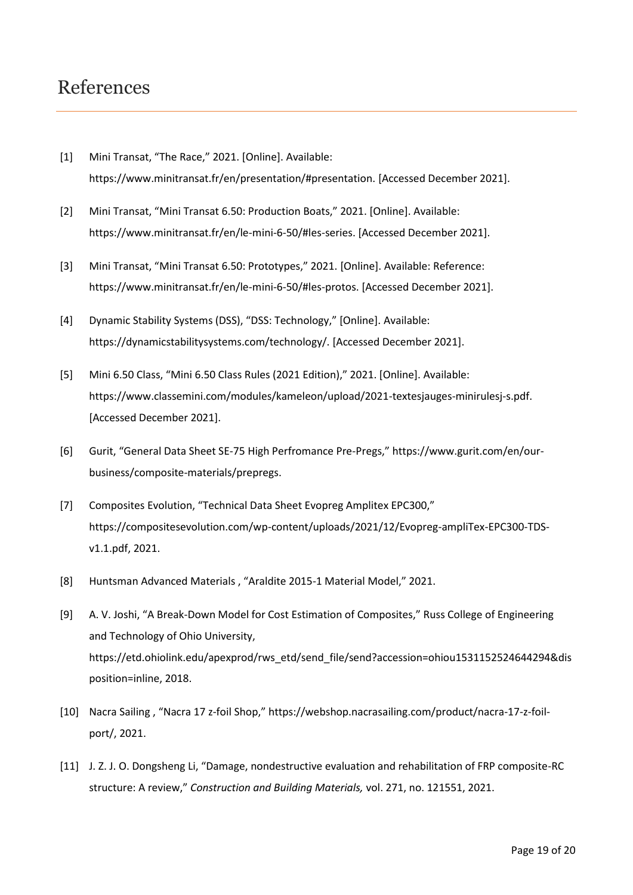# References

[1] Mini Transat, "The Race," 2021. [Online]. Available: https://www.minitransat.fr/en/presentation/#presentation. [Accessed December 2021].

[2] Mini Transat, "Mini Transat 6.50: Production Boats," 2021. [Online]. Available: https://www.minitransat.fr/en/le-mini-6-50/#les-series. [Accessed December 2021].

[3] Mini Transat, "Mini Transat 6.50: Prototypes," 2021. [Online]. Available: Reference: https://www.minitransat.fr/en/le-mini-6-50/#les-protos. [Accessed December 2021].

[4] Dynamic Stability Systems (DSS), "DSS: Technology," [Online]. Available: https://dynamicstabilitysystems.com/technology/. [Accessed December 2021].

[5] Mini 6.50 Class, "Mini 6.50 Class Rules (2021 Edition)," 2021. [Online]. Available: https://www.classemini.com/modules/kameleon/upload/2021-textesjauges-minirulesj-s.pdf. [Accessed December 2021].

[6] Gurit, "General Data Sheet SE-75 High Perfromance Pre-Pregs," https://www.gurit.com/en/our-business/composite-materials/prepregs.

[7] Composites Evolution, "Technical Data Sheet Evopreg Amplitex EPC300," https://compositesevolution.com/wp-content/uploads/2021/12/Evopreg-ampliTex-EPC300-TDS-v1.1.pdf, 2021.

[8] Huntsman Advanced Materials , "Araldite 2015-1 Material Model," 2021.

[9] A. V. Joshi, "A Break-Down Model for Cost Estimation of Composites," Russ College of Engineering and Technology of Ohio University, https://etd.ohiolink.edu/apexprod/rws_etd/send_file/send?accession=ohiou1531152524644294&disposition=inline, 2018.

[10] Nacra Sailing , "Nacra 17 z-foil Shop," https://webshop.nacrasailing.com/product/nacra-17-z-foil-port/, 2021.

[11] J. Z. J. O. Dongsheng Li, "Damage, nondestructive evaluation and rehabilitation of FRP composite-RC structure: A review," *Construction and Building Materials,* vol. 271, no. 121551, 2021.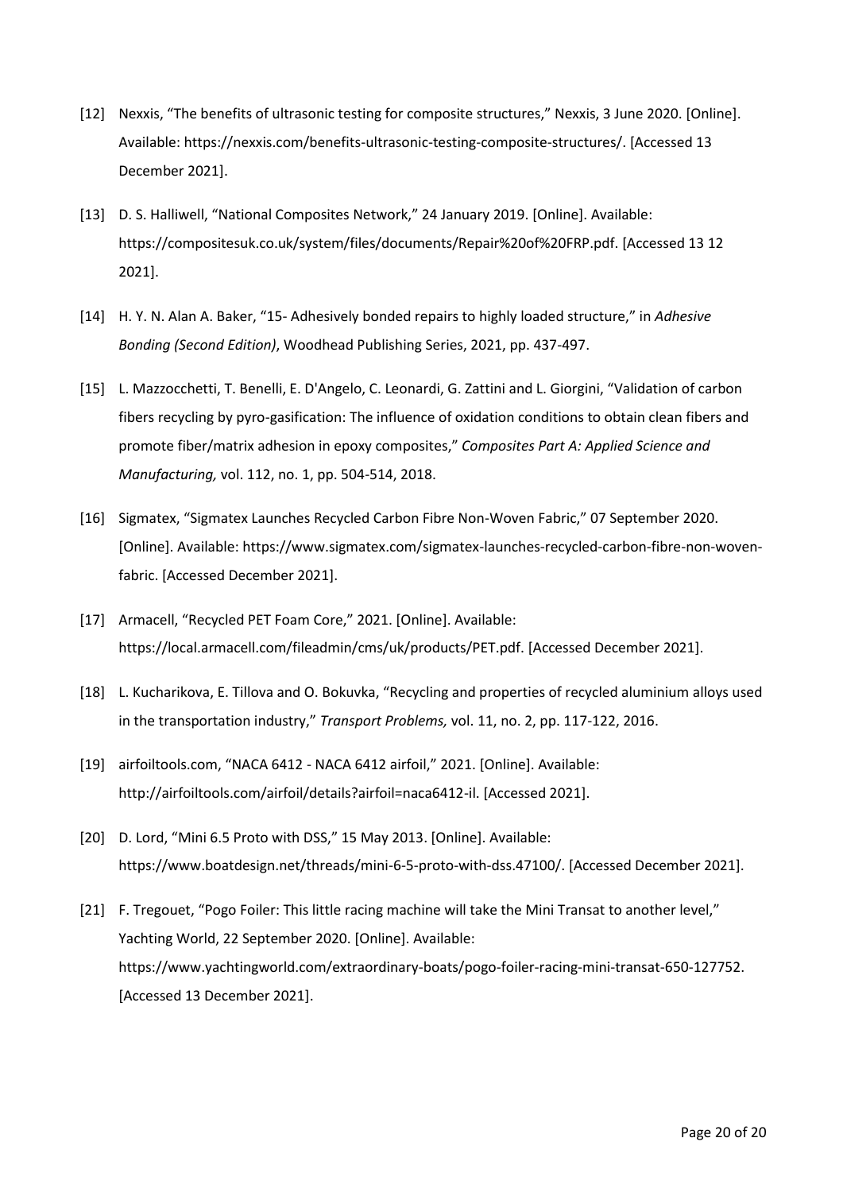[12] Nexxis, "The benefits of ultrasonic testing for composite structures," Nexxis, 3 June 2020. [Online]. Available: https://nexxis.com/benefits-ultrasonic-testing-composite-structures/. [Accessed 13 December 2021].

[13] D. S. Halliwell, "National Composites Network," 24 January 2019. [Online]. Available: https://compositesuk.co.uk/system/files/documents/Repair%20of%20FRP.pdf. [Accessed 13 12 2021].

[14] H. Y. N. Alan A. Baker, "15- Adhesively bonded repairs to highly loaded structure," in *Adhesive Bonding (Second Edition)*, Woodhead Publishing Series, 2021, pp. 437-497.

[15] L. Mazzocchetti, T. Benelli, E. D'Angelo, C. Leonardi, G. Zattini and L. Giorgini, "Validation of carbon fibers recycling by pyro-gasification: The influence of oxidation conditions to obtain clean fibers and promote fiber/matrix adhesion in epoxy composites," *Composites Part A: Applied Science and Manufacturing,* vol. 112, no. 1, pp. 504-514, 2018.

[16] Sigmatex, "Sigmatex Launches Recycled Carbon Fibre Non-Woven Fabric," 07 September 2020. [Online]. Available: https://www.sigmatex.com/sigmatex-launches-recycled-carbon-fibre-non-woven-fabric. [Accessed December 2021].

[17] Armacell, "Recycled PET Foam Core," 2021. [Online]. Available: https://local.armacell.com/fileadmin/cms/uk/products/PET.pdf. [Accessed December 2021].

[18] L. Kucharikova, E. Tillova and O. Bokuvka, "Recycling and properties of recycled aluminium alloys used in the transportation industry," *Transport Problems,* vol. 11, no. 2, pp. 117-122, 2016.

[19] airfoiltools.com, "NACA 6412 - NACA 6412 airfoil," 2021. [Online]. Available: http://airfoiltools.com/airfoil/details?airfoil=naca6412-il. [Accessed 2021].

[20] D. Lord, "Mini 6.5 Proto with DSS," 15 May 2013. [Online]. Available: https://www.boatdesign.net/threads/mini-6-5-proto-with-dss.47100/. [Accessed December 2021].

[21] F. Tregouet, "Pogo Foiler: This little racing machine will take the Mini Transat to another level," Yachting World, 22 September 2020. [Online]. Available: https://www.yachtingworld.com/extraordinary-boats/pogo-foiler-racing-mini-transat-650-127752. [Accessed 13 December 2021].